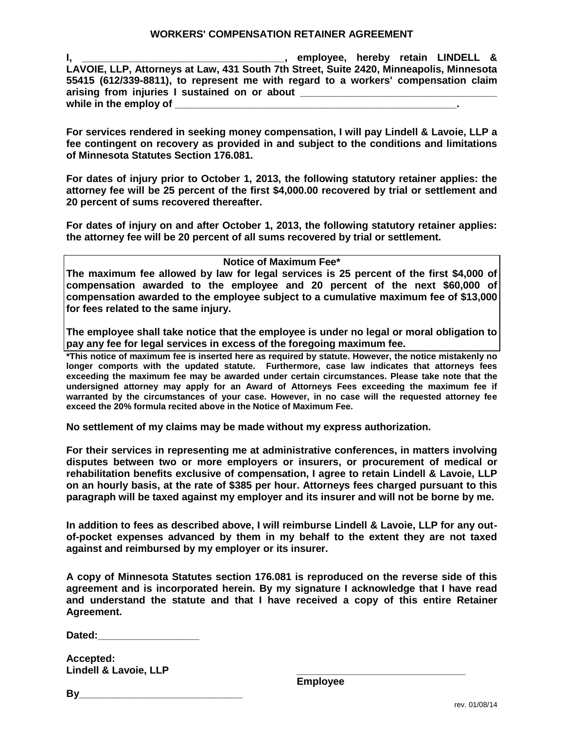# WORKERS' COMPENSATION RETAINER AGREEMENT

**I, ____________________________________, employee, hereby retain LINDELL & LAVOIE, LLP, Attorneys at Law, 431 South 7th Street, Suite 2420, Minneapolis, Minnesota 55415 (612/339-8811), to represent me with regard to a workers' compensation claim arising from injuries I sustained on or about ____________________________________ while in the employ of ______________________________________________________.**

**For services rendered in seeking money compensation, I will pay Lindell & Lavoie, LLP a fee contingent on recovery as provided in and subject to the conditions and limitations of Minnesota Statutes Section 176.081.**

**For dates of injury prior to October 1, 2013, the following statutory retainer applies: the attorney fee will be 25 percent of the first $4,000.00 recovered by trial or settlement and 20 percent of sums recovered thereafter.**

**For dates of injury on and after October 1, 2013, the following statutory retainer applies: the attorney fee will be 20 percent of all sums recovered by trial or settlement.**

**Notice of Maximum Fee***

**The maximum fee allowed by law for legal services is 25 percent of the first $4,000 of compensation awarded to the employee and 20 percent of the next $60,000 of compensation awarded to the employee subject to a cumulative maximum fee of $13,000 for fees related to the same injury.**

**The employee shall take notice that the employee is under no legal or moral obligation to pay any fee for legal services in excess of the foregoing maximum fee.**

***This notice of maximum fee is inserted here as required by statute. However, the notice mistakenly no longer comports with the updated statute. Furthermore, case law indicates that attorneys fees exceeding the maximum fee may be awarded under certain circumstances. Please take note that the undersigned attorney may apply for an Award of Attorneys Fees exceeding the maximum fee if warranted by the circumstances of your case. However, in no case will the requested attorney fee exceed the 20% formula recited above in the Notice of Maximum Fee.**

**No settlement of my claims may be made without my express authorization.**

**For their services in representing me at administrative conferences, in matters involving disputes between two or more employers or insurers, or procurement of medical or rehabilitation benefits exclusive of compensation, I agree to retain Lindell & Lavoie, LLP on an hourly basis, at the rate of $385 per hour. Attorneys fees charged pursuant to this paragraph will be taxed against my employer and its insurer and will not be borne by me.**

**In addition to fees as described above, I will reimburse Lindell & Lavoie, LLP for any out-of-pocket expenses advanced by them in my behalf to the extent they are not taxed against and reimbursed by my employer or its insurer.**

**A copy of Minnesota Statutes section 176.081 is reproduced on the reverse side of this agreement and is incorporated herein. By my signature I acknowledge that I have read and understand the statute and that I have received a copy of this entire Retainer Agreement.**

**Dated:__________________**

**Accepted:**
**Lindell & Lavoie, LLP**

**By______________________________**

**______________________________**
**Employee**

rev. 01/08/14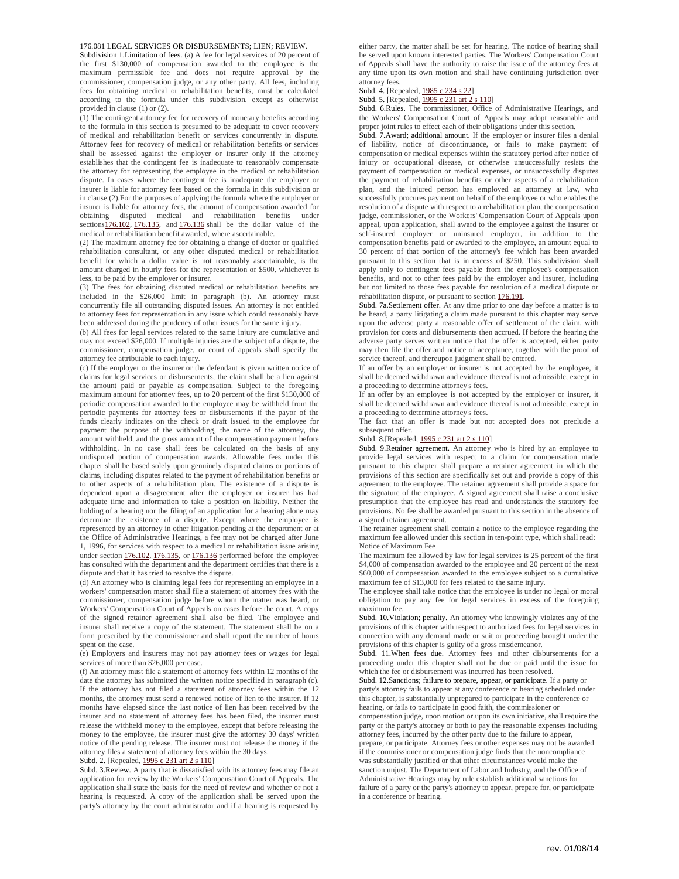176.081 LEGAL SERVICES OR DISBURSEMENTS; LIEN; REVIEW.

Subdivision 1.Limitation of fees. (a) A fee for legal services of 20 percent of the first $130,000 of compensation awarded to the employee is the maximum permissible fee and does not require approval by the commissioner, compensation judge, or any other party. All fees, including fees for obtaining medical or rehabilitation benefits, must be calculated according to the formula under this subdivision, except as otherwise provided in clause (1) or (2).

(1) The contingent attorney fee for recovery of monetary benefits according to the formula in this section is presumed to be adequate to cover recovery of medical and rehabilitation benefit or services concurrently in dispute. Attorney fees for recovery of medical or rehabilitation benefits or services shall be assessed against the employer or insurer only if the attorney establishes that the contingent fee is inadequate to reasonably compensate the attorney for representing the employee in the medical or rehabilitation dispute. In cases where the contingent fee is inadequate the employer or insurer is liable for attorney fees based on the formula in this subdivision or in clause (2).For the purposes of applying the formula where the employer or insurer is liable for attorney fees, the amount of compensation awarded for obtaining disputed medical and rehabilitation benefits under sections176.102, 176.135, and 176.136 shall be the dollar value of the medical or rehabilitation benefit awarded, where ascertainable.

(2) The maximum attorney fee for obtaining a change of doctor or qualified rehabilitation consultant, or any other disputed medical or rehabilitation benefit for which a dollar value is not reasonably ascertainable, is the amount charged in hourly fees for the representation or $500, whichever is less, to be paid by the employer or insurer.

(3) The fees for obtaining disputed medical or rehabilitation benefits are included in the $26,000 limit in paragraph (b). An attorney must concurrently file all outstanding disputed issues. An attorney is not entitled to attorney fees for representation in any issue which could reasonably have been addressed during the pendency of other issues for the same injury.

(b) All fees for legal services related to the same injury are cumulative and may not exceed $26,000. If multiple injuries are the subject of a dispute, the commissioner, compensation judge, or court of appeals shall specify the attorney fee attributable to each injury.

(c) If the employer or the insurer or the defendant is given written notice of claims for legal services or disbursements, the claim shall be a lien against the amount paid or payable as compensation. Subject to the foregoing maximum amount for attorney fees, up to 20 percent of the first $130,000 of periodic compensation awarded to the employee may be withheld from the periodic payments for attorney fees or disbursements if the payor of the funds clearly indicates on the check or draft issued to the employee for payment the purpose of the withholding, the name of the attorney, the amount withheld, and the gross amount of the compensation payment before withholding. In no case shall fees be calculated on the basis of any undisputed portion of compensation awards. Allowable fees under this chapter shall be based solely upon genuinely disputed claims or portions of claims, including disputes related to the payment of rehabilitation benefits or to other aspects of a rehabilitation plan. The existence of a dispute is dependent upon a disagreement after the employer or insurer has had adequate time and information to take a position on liability. Neither the holding of a hearing nor the filing of an application for a hearing alone may determine the existence of a dispute. Except where the employee is represented by an attorney in other litigation pending at the department or at the Office of Administrative Hearings, a fee may not be charged after June 1, 1996, for services with respect to a medical or rehabilitation issue arising under section 176.102, 176.135, or 176.136 performed before the employee has consulted with the department and the department certifies that there is a dispute and that it has tried to resolve the dispute.

(d) An attorney who is claiming legal fees for representing an employee in a workers' compensation matter shall file a statement of attorney fees with the commissioner, compensation judge before whom the matter was heard, or Workers' Compensation Court of Appeals on cases before the court. A copy of the signed retainer agreement shall also be filed. The employee and insurer shall receive a copy of the statement. The statement shall be on a form prescribed by the commissioner and shall report the number of hours spent on the case.

(e) Employers and insurers may not pay attorney fees or wages for legal services of more than $26,000 per case.

(f) An attorney must file a statement of attorney fees within 12 months of the date the attorney has submitted the written notice specified in paragraph (c). If the attorney has not filed a statement of attorney fees within the 12 months, the attorney must send a renewed notice of lien to the insurer. If 12 months have elapsed since the last notice of lien has been received by the insurer and no statement of attorney fees has been filed, the insurer must release the withheld money to the employee, except that before releasing the money to the employee, the insurer must give the attorney 30 days' written notice of the pending release. The insurer must not release the money if the attorney files a statement of attorney fees within the 30 days.

Subd. 2. [Repealed, 1995 c 231 art 2 s 110]

Subd. 3.Review. A party that is dissatisfied with its attorney fees may file an application for review by the Workers' Compensation Court of Appeals. The application shall state the basis for the need of review and whether or not a hearing is requested. A copy of the application shall be served upon the party's attorney by the court administrator and if a hearing is requested by either party, the matter shall be set for hearing. The notice of hearing shall be served upon known interested parties. The Workers' Compensation Court of Appeals shall have the authority to raise the issue of the attorney fees at any time upon its own motion and shall have continuing jurisdiction over attorney fees.

Subd. 4. [Repealed, 1985 c 234 s 22]

Subd. 5. [Repealed, 1995 c 231 art 2 s 110]

Subd. 6.Rules. The commissioner, Office of Administrative Hearings, and the Workers' Compensation Court of Appeals may adopt reasonable and proper joint rules to effect each of their obligations under this section.

Subd. 7.Award; additional amount. If the employer or insurer files a denial of liability, notice of discontinuance, or fails to make payment of compensation or medical expenses within the statutory period after notice of injury or occupational disease, or otherwise unsuccessfully resists the payment of compensation or medical expenses, or unsuccessfully disputes the payment of rehabilitation benefits or other aspects of a rehabilitation plan, and the injured person has employed an attorney at law, who successfully procures payment on behalf of the employee or who enables the resolution of a dispute with respect to a rehabilitation plan, the compensation judge, commissioner, or the Workers' Compensation Court of Appeals upon appeal, upon application, shall award to the employee against the insurer or self-insured employer or uninsured employer, in addition to the compensation benefits paid or awarded to the employee, an amount equal to 30 percent of that portion of the attorney's fee which has been awarded pursuant to this section that is in excess of $250. This subdivision shall apply only to contingent fees payable from the employee's compensation benefits, and not to other fees paid by the employer and insurer, including but not limited to those fees payable for resolution of a medical dispute or rehabilitation dispute, or pursuant to section 176.191.

Subd. 7a.Settlement offer. At any time prior to one day before a matter is to be heard, a party litigating a claim made pursuant to this chapter may serve upon the adverse party a reasonable offer of settlement of the claim, with provision for costs and disbursements then accrued. If before the hearing the adverse party serves written notice that the offer is accepted, either party may then file the offer and notice of acceptance, together with the proof of service thereof, and thereupon judgment shall be entered.

If an offer by an employer or insurer is not accepted by the employee, it shall be deemed withdrawn and evidence thereof is not admissible, except in a proceeding to determine attorney's fees.

If an offer by an employee is not accepted by the employer or insurer, it shall be deemed withdrawn and evidence thereof is not admissible, except in a proceeding to determine attorney's fees.

The fact that an offer is made but not accepted does not preclude a subsequent offer.

Subd. 8.[Repealed, 1995 c 231 art 2 s 110]

Subd. 9.Retainer agreement. An attorney who is hired by an employee to provide legal services with respect to a claim for compensation made pursuant to this chapter shall prepare a retainer agreement in which the provisions of this section are specifically set out and provide a copy of this agreement to the employee. The retainer agreement shall provide a space for the signature of the employee. A signed agreement shall raise a conclusive presumption that the employee has read and understands the statutory fee provisions. No fee shall be awarded pursuant to this section in the absence of a signed retainer agreement.

The retainer agreement shall contain a notice to the employee regarding the maximum fee allowed under this section in ten-point type, which shall read:

Notice of Maximum Fee

The maximum fee allowed by law for legal services is 25 percent of the first $4,000 of compensation awarded to the employee and 20 percent of the next $60,000 of compensation awarded to the employee subject to a cumulative maximum fee of $13,000 for fees related to the same injury.

The employee shall take notice that the employee is under no legal or moral obligation to pay any fee for legal services in excess of the foregoing maximum fee.

Subd. 10.Violation; penalty. An attorney who knowingly violates any of the provisions of this chapter with respect to authorized fees for legal services in connection with any demand made or suit or proceeding brought under the provisions of this chapter is guilty of a gross misdemeanor.

Subd. 11.When fees due. Attorney fees and other disbursements for a proceeding under this chapter shall not be due or paid until the issue for which the fee or disbursement was incurred has been resolved.

Subd. 12.Sanctions; failure to prepare, appear, or participate. If a party or party's attorney fails to appear at any conference or hearing scheduled under this chapter, is substantially unprepared to participate in the conference or hearing, or fails to participate in good faith, the commissioner or compensation judge, upon motion or upon its own initiative, shall require the party or the party's attorney or both to pay the reasonable expenses including attorney fees, incurred by the other party due to the failure to appear, prepare, or participate. Attorney fees or other expenses may not be awarded if the commissioner or compensation judge finds that the noncompliance was substantially justified or that other circumstances would make the sanction unjust. The Department of Labor and Industry, and the Office of Administrative Hearings may by rule establish additional sanctions for failure of a party or the party's attorney to appear, prepare for, or participate in a conference or hearing.

rev. 01/08/14